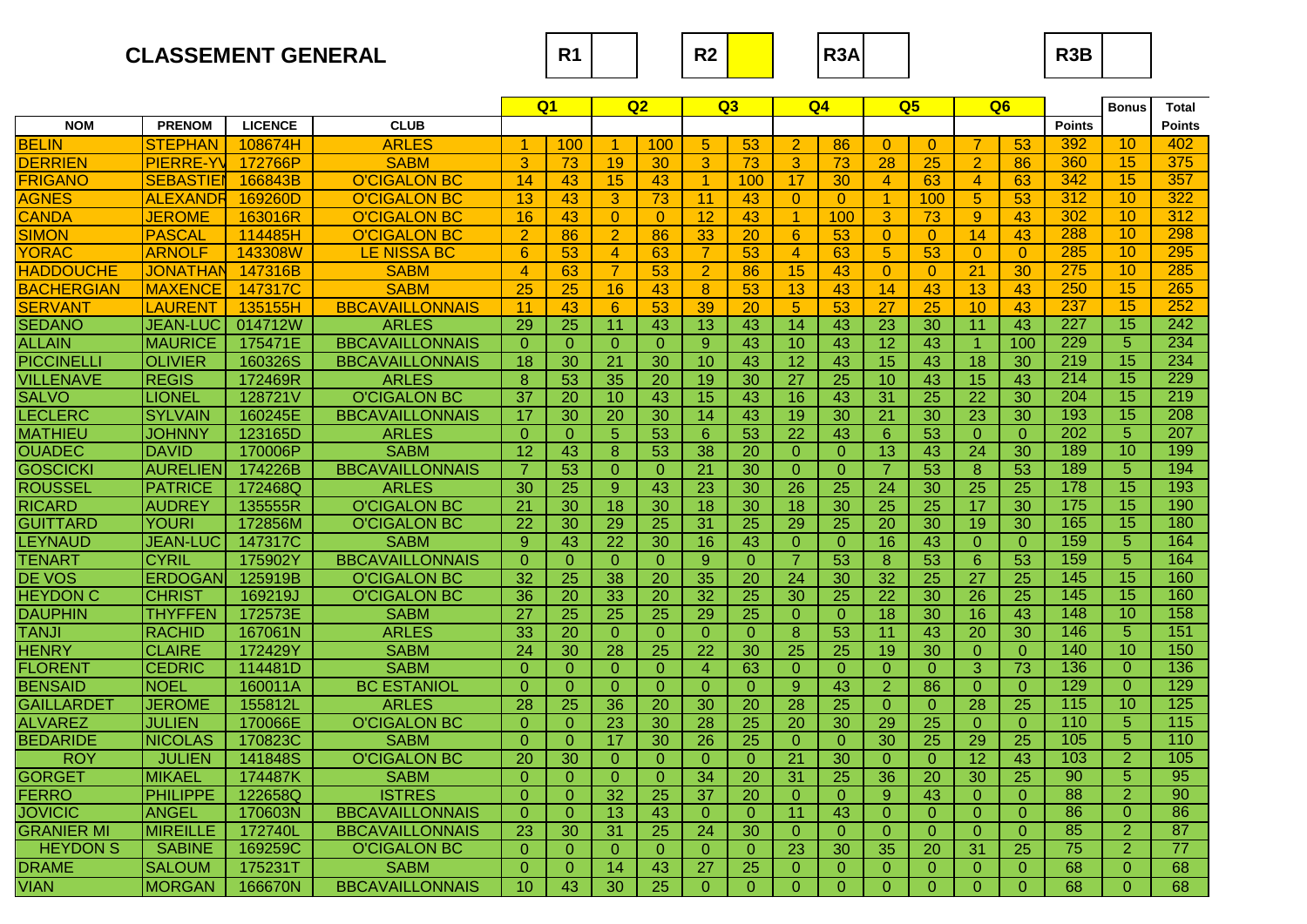# CLASSEMENT GENERAL

| R1 | | R2 | | R3A | | R3B | |
|---|---|---|---|---|---|---|---|

| NOM | PRENOM | LICENCE | CLUB | Q1 | | Q2 | | Q3 | | Q4 | | Q5 | | Q6 | | Points | Bonus | Total Points |
|---|---|---|---|---|---|---|---|---|---|---|---|---|---|---|---|---|---|---|
| BELIN | STEPHAN | 108674H | ARLES | 1 | 100 | 1 | 100 | 5 | 53 | 2 | 86 | 0 | 0 | 7 | 53 | 392 | 10 | 402 |
| DERRIEN | PIERRE-YV | 172766P | SABM | 3 | 73 | 19 | 30 | 3 | 73 | 3 | 73 | 28 | 25 | 2 | 86 | 360 | 15 | 375 |
| FRIGANO | SEBASTIEN | 166843B | O'CIGALON BC | 14 | 43 | 15 | 43 | 1 | 100 | 17 | 30 | 4 | 63 | 4 | 63 | 342 | 15 | 357 |
| AGNES | ALEXANDR | 169260D | O'CIGALON BC | 13 | 43 | 3 | 73 | 11 | 43 | 0 | 0 | 1 | 100 | 5 | 53 | 312 | 10 | 322 |
| CANDA | JEROME | 163016R | O'CIGALON BC | 16 | 43 | 0 | 0 | 12 | 43 | 1 | 100 | 3 | 73 | 9 | 43 | 302 | 10 | 312 |
| SIMON | PASCAL | 114485H | O'CIGALON BC | 2 | 86 | 2 | 86 | 33 | 20 | 6 | 53 | 0 | 0 | 14 | 43 | 288 | 10 | 298 |
| YORAC | ARNOLF | 143308W | LE NISSA BC | 6 | 53 | 4 | 63 | 7 | 53 | 4 | 63 | 5 | 53 | 0 | 0 | 285 | 10 | 295 |
| HADDOUCHE | JONATHAN | 147316B | SABM | 4 | 63 | 7 | 53 | 2 | 86 | 15 | 43 | 0 | 0 | 21 | 30 | 275 | 10 | 285 |
| BACHERGIAN | MAXENCE | 147317C | SABM | 25 | 25 | 16 | 43 | 8 | 53 | 13 | 43 | 14 | 43 | 13 | 43 | 250 | 15 | 265 |
| SERVANT | LAURENT | 135155H | BBCAVAILLONNAIS | 11 | 43 | 6 | 53 | 39 | 20 | 5 | 53 | 27 | 25 | 10 | 43 | 237 | 15 | 252 |
| SEDANO | JEAN-LUC | 014712W | ARLES | 29 | 25 | 11 | 43 | 13 | 43 | 14 | 43 | 23 | 30 | 11 | 43 | 227 | 15 | 242 |
| ALLAIN | MAURICE | 175471E | BBCAVAILLONNAIS | 0 | 0 | 0 | 0 | 9 | 43 | 10 | 43 | 12 | 43 | 1 | 100 | 229 | 5 | 234 |
| PICCINELLI | OLIVIER | 160326S | BBCAVAILLONNAIS | 18 | 30 | 21 | 30 | 10 | 43 | 12 | 43 | 15 | 43 | 18 | 30 | 219 | 15 | 234 |
| VILLENAVE | REGIS | 172469R | ARLES | 8 | 53 | 35 | 20 | 19 | 30 | 27 | 25 | 10 | 43 | 15 | 43 | 214 | 15 | 229 |
| SALVO | LIONEL | 128721V | O'CIGALON BC | 37 | 20 | 10 | 43 | 15 | 43 | 16 | 43 | 31 | 25 | 22 | 30 | 204 | 15 | 219 |
| LECLERC | SYLVAIN | 160245E | BBCAVAILLONNAIS | 17 | 30 | 20 | 30 | 14 | 43 | 19 | 30 | 21 | 30 | 23 | 30 | 193 | 15 | 208 |
| MATHIEU | JOHNNY | 123165D | ARLES | 0 | 0 | 5 | 53 | 6 | 53 | 22 | 43 | 6 | 53 | 0 | 0 | 202 | 5 | 207 |
| OUADEC | DAVID | 170006P | SABM | 12 | 43 | 8 | 53 | 38 | 20 | 0 | 0 | 13 | 43 | 24 | 30 | 189 | 10 | 199 |
| GOSCICKI | AURELIEN | 174226B | BBCAVAILLONNAIS | 7 | 53 | 0 | 0 | 21 | 30 | 0 | 0 | 7 | 53 | 8 | 53 | 189 | 5 | 194 |
| ROUSSEL | PATRICE | 172468Q | ARLES | 30 | 25 | 9 | 43 | 23 | 30 | 26 | 25 | 24 | 30 | 25 | 25 | 178 | 15 | 193 |
| RICARD | AUDREY | 135555R | O'CIGALON BC | 21 | 30 | 18 | 30 | 18 | 30 | 18 | 30 | 25 | 25 | 17 | 30 | 175 | 15 | 190 |
| GUITTARD | YOURI | 172856M | O'CIGALON BC | 22 | 30 | 29 | 25 | 31 | 25 | 29 | 25 | 20 | 30 | 19 | 30 | 165 | 15 | 180 |
| LEYNAUD | JEAN-LUC | 147317C | SABM | 9 | 43 | 22 | 30 | 16 | 43 | 0 | 0 | 16 | 43 | 0 | 0 | 159 | 5 | 164 |
| TENART | CYRIL | 175902Y | BBCAVAILLONNAIS | 0 | 0 | 0 | 0 | 9 | 0 | 7 | 53 | 8 | 53 | 6 | 53 | 159 | 5 | 164 |
| DE VOS | ERDOGAN | 125919B | O'CIGALON BC | 32 | 25 | 38 | 20 | 35 | 20 | 24 | 30 | 32 | 25 | 27 | 25 | 145 | 15 | 160 |
| HEYDON C | CHRIST | 169219J | O'CIGALON BC | 36 | 20 | 33 | 20 | 32 | 25 | 30 | 25 | 22 | 30 | 26 | 25 | 145 | 15 | 160 |
| DAUPHIN | THYFFEN | 172573E | SABM | 27 | 25 | 25 | 25 | 29 | 25 | 0 | 0 | 18 | 30 | 16 | 43 | 148 | 10 | 158 |
| TANJI | RACHID | 167061N | ARLES | 33 | 20 | 0 | 0 | 0 | 0 | 8 | 53 | 11 | 43 | 20 | 30 | 146 | 5 | 151 |
| HENRY | CLAIRE | 172429Y | SABM | 24 | 30 | 28 | 25 | 22 | 30 | 25 | 25 | 19 | 30 | 0 | 0 | 140 | 10 | 150 |
| FLORENT | CEDRIC | 114481D | SABM | 0 | 0 | 0 | 0 | 4 | 63 | 0 | 0 | 0 | 0 | 3 | 73 | 136 | 0 | 136 |
| BENSAID | NOEL | 160011A | BC ESTANIOL | 0 | 0 | 0 | 0 | 0 | 0 | 9 | 43 | 2 | 86 | 0 | 0 | 129 | 0 | 129 |
| GAILLARDET | JEROME | 155812L | ARLES | 28 | 25 | 36 | 20 | 30 | 20 | 28 | 25 | 0 | 0 | 28 | 25 | 115 | 10 | 125 |
| ALVAREZ | JULIEN | 170066E | O'CIGALON BC | 0 | 0 | 23 | 30 | 28 | 25 | 20 | 30 | 29 | 25 | 0 | 0 | 110 | 5 | 115 |
| BEDARIDE | NICOLAS | 170823C | SABM | 0 | 0 | 17 | 30 | 26 | 25 | 0 | 0 | 30 | 25 | 29 | 25 | 105 | 5 | 110 |
| ROY | JULIEN | 141848S | O'CIGALON BC | 20 | 30 | 0 | 0 | 0 | 0 | 21 | 30 | 0 | 0 | 12 | 43 | 103 | 2 | 105 |
| GORGET | MIKAEL | 174487K | SABM | 0 | 0 | 0 | 0 | 34 | 20 | 31 | 25 | 36 | 20 | 30 | 25 | 90 | 5 | 95 |
| FERRO | PHILIPPE | 122658Q | ISTRES | 0 | 0 | 32 | 25 | 37 | 20 | 0 | 0 | 9 | 43 | 0 | 0 | 88 | 2 | 90 |
| JOVICIC | ANGEL | 170603N | BBCAVAILLONNAIS | 0 | 0 | 13 | 43 | 0 | 0 | 11 | 43 | 0 | 0 | 0 | 0 | 86 | 0 | 86 |
| GRANIER MI | MIREILLE | 172740L | BBCAVAILLONNAIS | 23 | 30 | 31 | 25 | 24 | 30 | 0 | 0 | 0 | 0 | 0 | 0 | 85 | 2 | 87 |
| HEYDON S | SABINE | 169259C | O'CIGALON BC | 0 | 0 | 0 | 0 | 0 | 0 | 23 | 30 | 35 | 20 | 31 | 25 | 75 | 2 | 77 |
| DRAME | SALOUM | 175231T | SABM | 0 | 0 | 14 | 43 | 27 | 25 | 0 | 0 | 0 | 0 | 0 | 0 | 68 | 0 | 68 |
| VIAN | MORGAN | 166670N | BBCAVAILLONNAIS | 10 | 43 | 30 | 25 | 0 | 0 | 0 | 0 | 0 | 0 | 0 | 0 | 68 | 0 | 68 |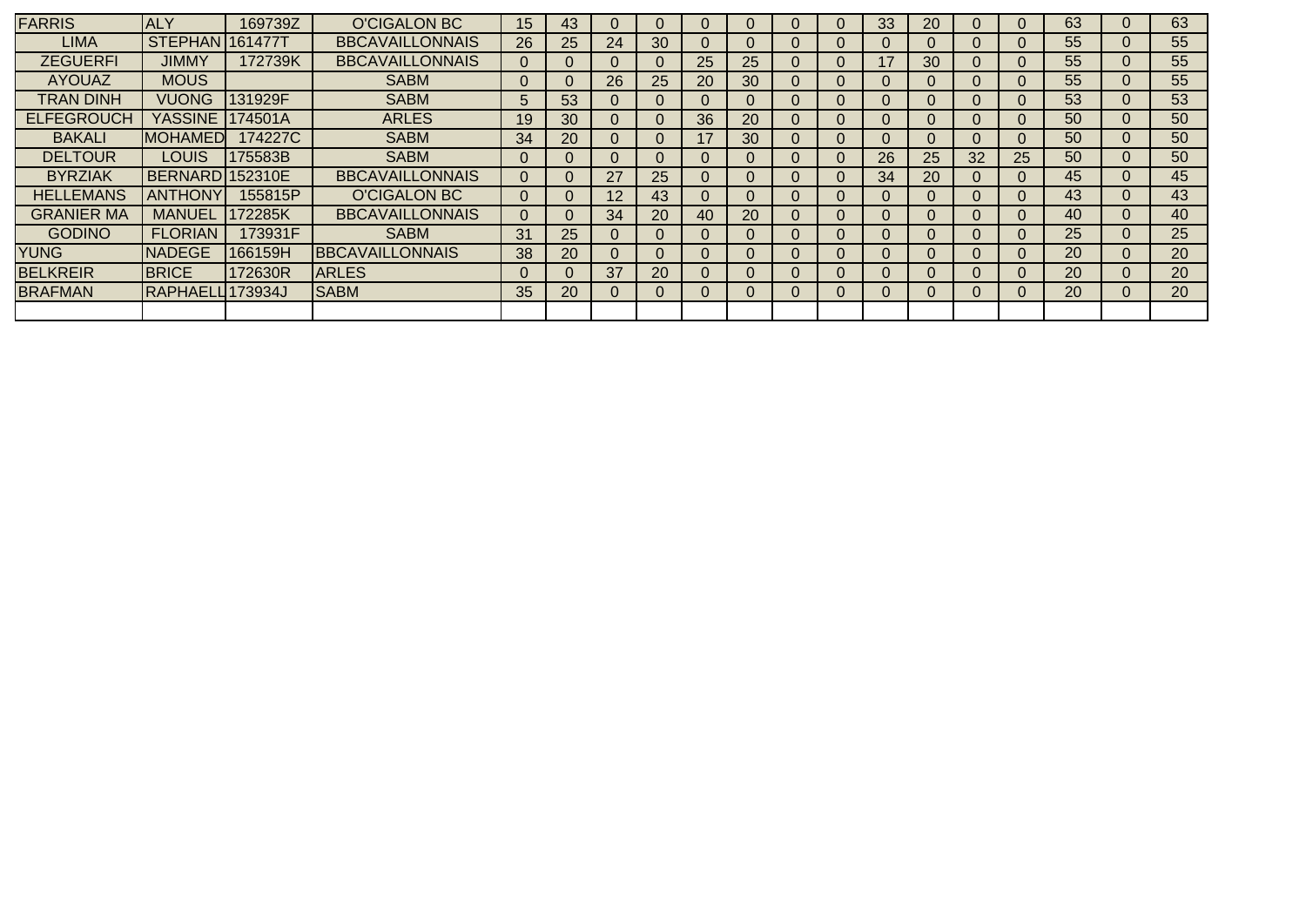| FARRIS | ALY | 169739Z | O'CIGALON BC | 15 | 43 | 0 | 0 | 0 | 0 | 0 | 0 | 33 | 20 | 0 | 0 | 63 | 0 | 63 |
|---|---|---|---|---|---|---|---|---|---|---|---|---|---|---|---|---|---|---|
| LIMA | STEPHAN | 161477T | BBCAVAILLONNAIS | 26 | 25 | 24 | 30 | 0 | 0 | 0 | 0 | 0 | 0 | 0 | 0 | 55 | 0 | 55 |
| ZEGUERFI | JIMMY | 172739K | BBCAVAILLONNAIS | 0 | 0 | 0 | 0 | 25 | 25 | 0 | 0 | 17 | 30 | 0 | 0 | 55 | 0 | 55 |
| AYOUAZ | MOUS | | SABM | 0 | 0 | 26 | 25 | 20 | 30 | 0 | 0 | 0 | 0 | 0 | 0 | 55 | 0 | 55 |
| TRAN DINH | VUONG | 131929F | SABM | 5 | 53 | 0 | 0 | 0 | 0 | 0 | 0 | 0 | 0 | 0 | 0 | 53 | 0 | 53 |
| ELFEGROUCH | YASSINE | 174501A | ARLES | 19 | 30 | 0 | 0 | 36 | 20 | 0 | 0 | 0 | 0 | 0 | 0 | 50 | 0 | 50 |
| BAKALI | MOHAMED | 174227C | SABM | 34 | 20 | 0 | 0 | 17 | 30 | 0 | 0 | 0 | 0 | 0 | 0 | 50 | 0 | 50 |
| DELTOUR | LOUIS | 175583B | SABM | 0 | 0 | 0 | 0 | 0 | 0 | 0 | 0 | 26 | 25 | 32 | 25 | 50 | 0 | 50 |
| BYRZIAK | BERNARD | 152310E | BBCAVAILLONNAIS | 0 | 0 | 27 | 25 | 0 | 0 | 0 | 0 | 34 | 20 | 0 | 0 | 45 | 0 | 45 |
| HELLEMANS | ANTHONY | 155815P | O'CIGALON BC | 0 | 0 | 12 | 43 | 0 | 0 | 0 | 0 | 0 | 0 | 0 | 0 | 43 | 0 | 43 |
| GRANIER MA | MANUEL | 172285K | BBCAVAILLONNAIS | 0 | 0 | 34 | 20 | 40 | 20 | 0 | 0 | 0 | 0 | 0 | 0 | 40 | 0 | 40 |
| GODINO | FLORIAN | 173931F | SABM | 31 | 25 | 0 | 0 | 0 | 0 | 0 | 0 | 0 | 0 | 0 | 0 | 25 | 0 | 25 |
| YUNG | NADEGE | 166159H | BBCAVAILLONNAIS | 38 | 20 | 0 | 0 | 0 | 0 | 0 | 0 | 0 | 0 | 0 | 0 | 20 | 0 | 20 |
| BELKREIR | BRICE | 172630R | ARLES | 0 | 0 | 37 | 20 | 0 | 0 | 0 | 0 | 0 | 0 | 0 | 0 | 20 | 0 | 20 |
| BRAFMAN | RAPHAELL | 173934J | SABM | 35 | 20 | 0 | 0 | 0 | 0 | 0 | 0 | 0 | 0 | 0 | 0 | 20 | 0 | 20 |
| | | | | | | | | | | | | | | | | | | |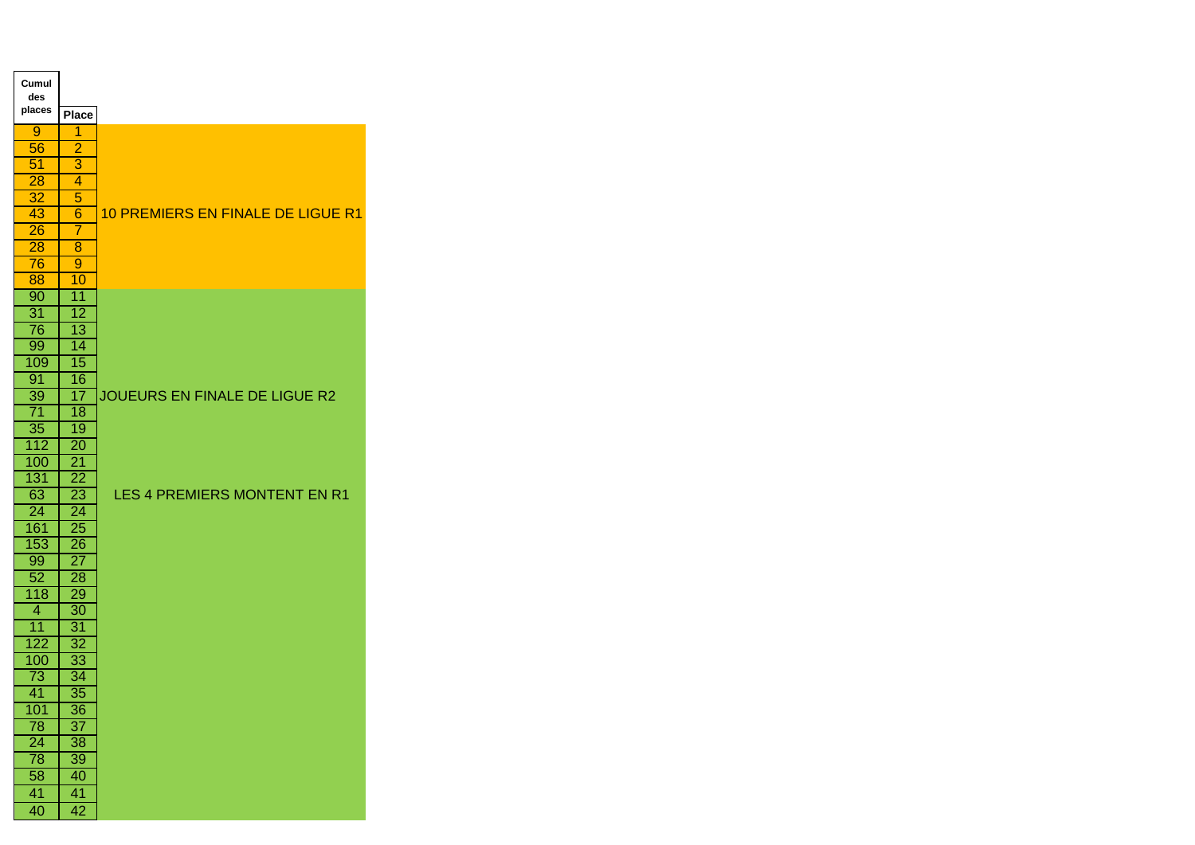| Cumul des places | Place | |
|---|---|---|
| 9 | 1 | |
| 56 | 2 | |
| 51 | 3 | |
| 28 | 4 | |
| 32 | 5 | |
| 43 | 6 | 10 PREMIERS EN FINALE DE LIGUE R1 |
| 26 | 7 | |
| 28 | 8 | |
| 76 | 9 | |
| 88 | 10 | |
| 90 | 11 | |
| 31 | 12 | |
| 76 | 13 | |
| 99 | 14 | |
| 109 | 15 | |
| 91 | 16 | |
| 39 | 17 | JOUEURS EN FINALE DE LIGUE R2 |
| 71 | 18 | |
| 35 | 19 | |
| 112 | 20 | |
| 100 | 21 | |
| 131 | 22 | |
| 63 | 23 | LES 4 PREMIERS MONTENT EN R1 |
| 24 | 24 | |
| 161 | 25 | |
| 153 | 26 | |
| 99 | 27 | |
| 52 | 28 | |
| 118 | 29 | |
| 4 | 30 | |
| 11 | 31 | |
| 122 | 32 | |
| 100 | 33 | |
| 73 | 34 | |
| 41 | 35 | |
| 101 | 36 | |
| 78 | 37 | |
| 24 | 38 | |
| 78 | 39 | |
| 58 | 40 | |
| 41 | 41 | |
| 40 | 42 | |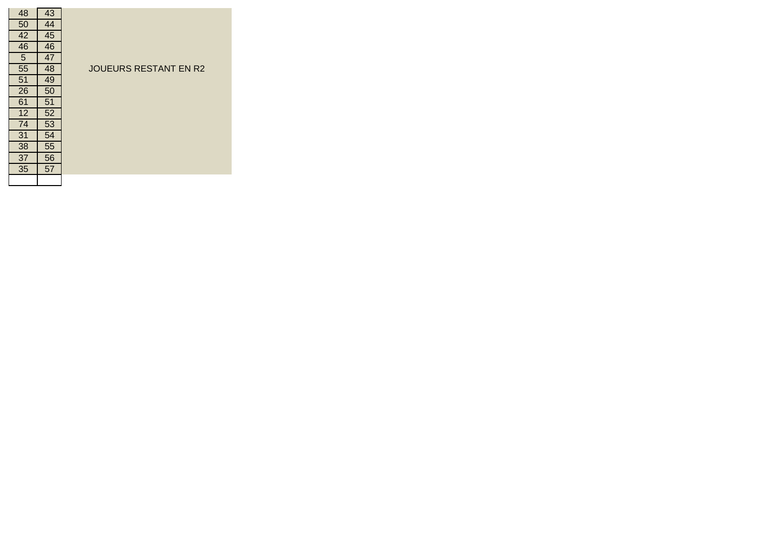| | |
|---|---|
| 48 | 43 |
| 50 | 44 |
| 42 | 45 |
| 46 | 46 |
| 5 | 47 |
| 55 | 48 |
| 51 | 49 |
| 26 | 50 |
| 61 | 51 |
| 12 | 52 |
| 74 | 53 |
| 31 | 54 |
| 38 | 55 |
| 37 | 56 |
| 35 | 57 |
| | |

JOUEURS RESTANT EN R2